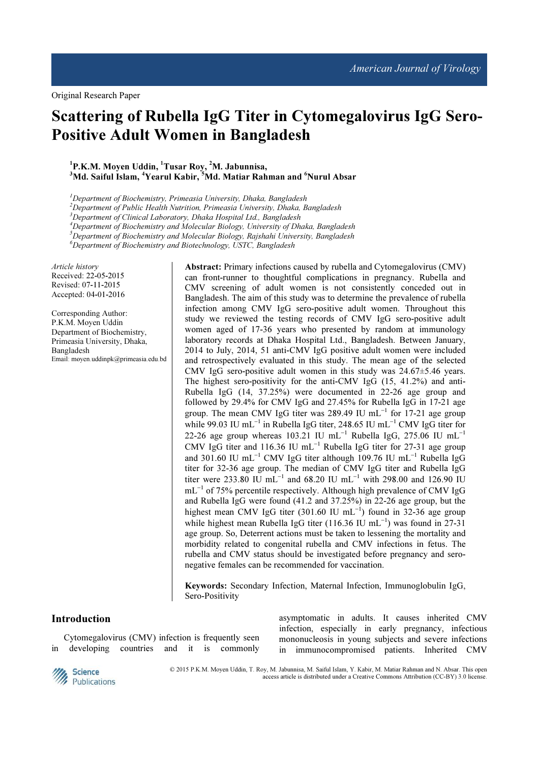Original Research Paper

# Scattering of Rubella IgG Titer in Cytomegalovirus IgG Sero-Positive Adult Women in Bangladesh

[1]P.K.M. Moyen Uddin, [1]Tusar Roy, [2]M. Jabunnisa,
[3]Md. Saiful Islam, [4]Yearul Kabir, [5]Md. Matiar Rahman and [6]Nurul Absar

*[1]Department of Biochemistry, Primeasia University, Dhaka, Bangladesh*
*[2]Department of Public Health Nutrition, Primeasia University, Dhaka, Bangladesh*
*[3]Department of Clinical Laboratory, Dhaka Hospital Ltd., Bangladesh*
*[4]Department of Biochemistry and Molecular Biology, University of Dhaka, Bangladesh*
*[5]Department of Biochemistry and Molecular Biology, Rajshahi University, Bangladesh*
*[6]Department of Biochemistry and Biotechnology, USTC, Bangladesh*

*Article history*
Received: 22-05-2015
Revised: 07-11-2015
Accepted: 04-01-2016

Corresponding Author:
P.K.M. Moyen Uddin
Department of Biochemistry,
Primeasia University, Dhaka,
Bangladesh
Email: moyen.uddinpk@primeasia.edu.bd

**Abstract:** Primary infections caused by rubella and Cytomegalovirus (CMV) can front-runner to thoughtful complications in pregnancy. Rubella and CMV screening of adult women is not consistently conceded out in Bangladesh. The aim of this study was to determine the prevalence of rubella infection among CMV IgG sero-positive adult women. Throughout this study we reviewed the testing records of CMV IgG sero-positive adult women aged of 17-36 years who presented by random at immunology laboratory records at Dhaka Hospital Ltd., Bangladesh. Between January, 2014 to July, 2014, 51 anti-CMV IgG positive adult women were included and retrospectively evaluated in this study. The mean age of the selected CMV IgG sero-positive adult women in this study was 24.67±5.46 years. The highest sero-positivity for the anti-CMV IgG (15, 41.2%) and anti-Rubella IgG (14, 37.25%) were documented in 22-26 age group and followed by 29.4% for CMV IgG and 27.45% for Rubella IgG in 17-21 age group. The mean CMV IgG titer was 289.49 IU $mL^{-1}$ for 17-21 age group while 99.03 IU $mL^{-1}$ in Rubella IgG titer, 248.65 IU $mL^{-1}$ CMV IgG titer for 22-26 age group whereas 103.21 IU $mL^{-1}$ Rubella IgG, 275.06 IU $mL^{-1}$ CMV IgG titer and 116.36 IU $mL^{-1}$ Rubella IgG titer for 27-31 age group and 301.60 IU $mL^{-1}$ CMV IgG titer although 109.76 IU $mL^{-1}$ Rubella IgG titer for 32-36 age group. The median of CMV IgG titer and Rubella IgG titer were 233.80 IU $mL^{-1}$ and 68.20 IU $mL^{-1}$ with 298.00 and 126.90 IU $mL^{-1}$ of 75% percentile respectively. Although high prevalence of CMV IgG and Rubella IgG were found (41.2 and 37.25%) in 22-26 age group, but the highest mean CMV IgG titer (301.60 IU $mL^{-1}$) found in 32-36 age group while highest mean Rubella IgG titer (116.36 IU $mL^{-1}$) was found in 27-31 age group. So, Deterrent actions must be taken to lessening the mortality and morbidity related to congenital rubella and CMV infections in fetus. The rubella and CMV status should be investigated before pregnancy and sero-negative females can be recommended for vaccination.

**Keywords:** Secondary Infection, Maternal Infection, Immunoglobulin IgG, Sero-Positivity

## Introduction

Cytomegalovirus (CMV) infection is frequently seen in developing countries and it is commonly asymptomatic in adults. It causes inherited CMV infection, especially in early pregnancy, infectious mononucleosis in young subjects and severe infections in immunocompromised patients. Inherited CMV

© 2015 P.K.M. Moyen Uddin, T. Roy, M. Jabunnisa, M. Saiful Islam, Y. Kabir, M. Matiar Rahman and N. Absar. This open access article is distributed under a Creative Commons Attribution (CC-BY) 3.0 license.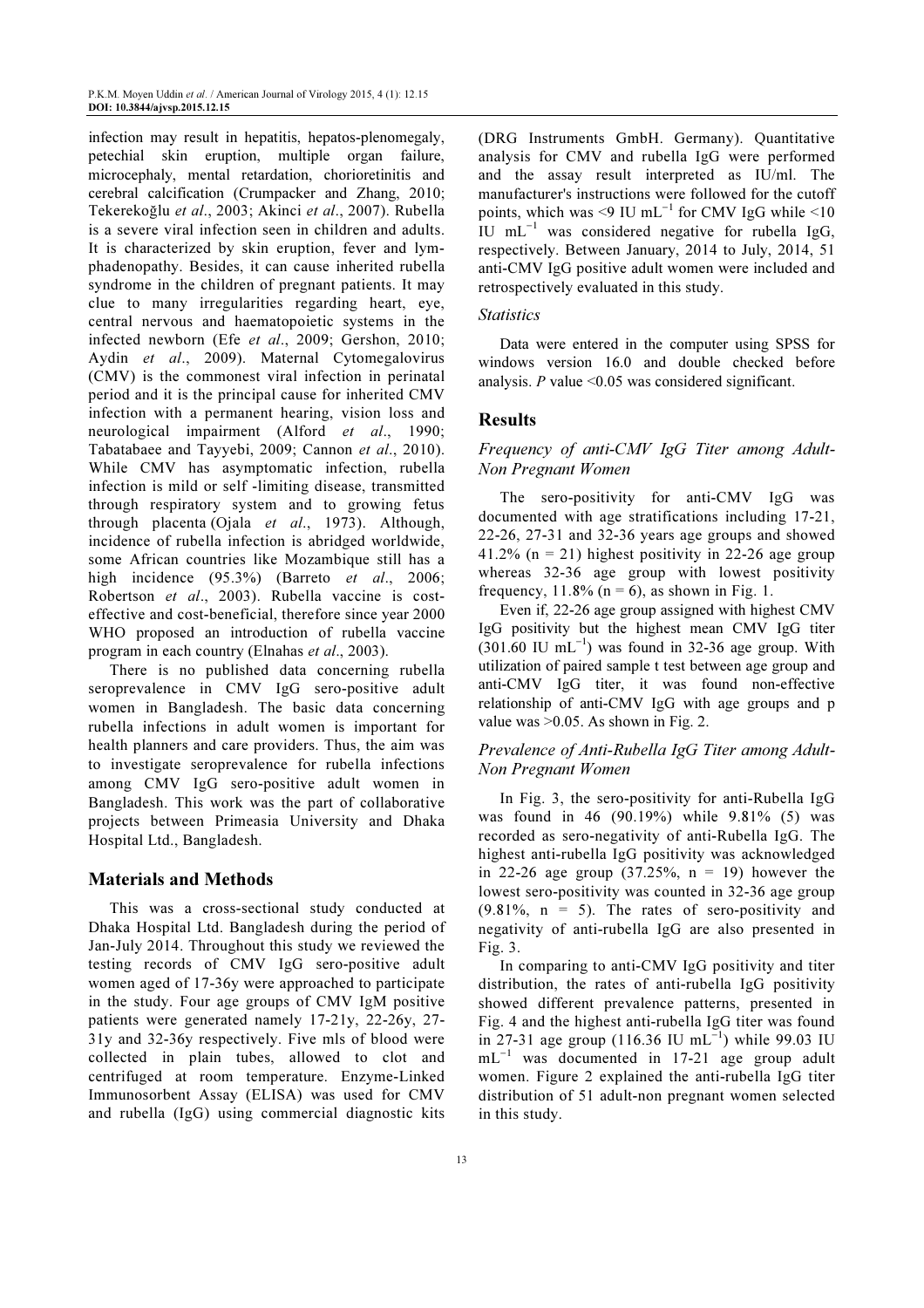infection may result in hepatitis, hepatos-plenomegaly, petechial skin eruption, multiple organ failure, microcephaly, mental retardation, chorioretinitis and cerebral calcification (Crumpacker and Zhang, 2010; Tekerekoğlu *et al*., 2003; Akinci *et al*., 2007). Rubella is a severe viral infection seen in children and adults. It is characterized by skin eruption, fever and lymphadenopathy. Besides, it can cause inherited rubella syndrome in the children of pregnant patients. It may clue to many irregularities regarding heart, eye, central nervous and haematopoietic systems in the infected newborn (Efe *et al*., 2009; Gershon, 2010; Aydin *et al*., 2009). Maternal Cytomegalovirus (CMV) is the commonest viral infection in perinatal period and it is the principal cause for inherited CMV infection with a permanent hearing, vision loss and neurological impairment (Alford *et al*., 1990; Tabatabaee and Tayyebi, 2009; Cannon *et al*., 2010). While CMV has asymptomatic infection, rubella infection is mild or self -limiting disease, transmitted through respiratory system and to growing fetus through placenta (Ojala *et al*., 1973). Although, incidence of rubella infection is abridged worldwide, some African countries like Mozambique still has a high incidence (95.3%) (Barreto *et al*., 2006; Robertson *et al*., 2003). Rubella vaccine is cost-effective and cost-beneficial, therefore since year 2000 WHO proposed an introduction of rubella vaccine program in each country (Elnahas *et al*., 2003).

There is no published data concerning rubella seroprevalence in CMV IgG sero-positive adult women in Bangladesh. The basic data concerning rubella infections in adult women is important for health planners and care providers. Thus, the aim was to investigate seroprevalence for rubella infections among CMV IgG sero-positive adult women in Bangladesh. This work was the part of collaborative projects between Primeasia University and Dhaka Hospital Ltd., Bangladesh.

## Materials and Methods

This was a cross-sectional study conducted at Dhaka Hospital Ltd. Bangladesh during the period of Jan-July 2014. Throughout this study we reviewed the testing records of CMV IgG sero-positive adult women aged of 17-36y were approached to participate in the study. Four age groups of CMV IgM positive patients were generated namely 17-21y, 22-26y, 27-31y and 32-36y respectively. Five mls of blood were collected in plain tubes, allowed to clot and centrifuged at room temperature. Enzyme-Linked Immunosorbent Assay (ELISA) was used for CMV and rubella (IgG) using commercial diagnostic kits (DRG Instruments GmbH. Germany). Quantitative analysis for CMV and rubella IgG were performed and the assay result interpreted as IU/ml. The manufacturer's instructions were followed for the cutoff points, which was <9 IU $mL^{-1}$ for CMV IgG while <10 IU $mL^{-1}$ was considered negative for rubella IgG, respectively. Between January, 2014 to July, 2014, 51 anti-CMV IgG positive adult women were included and retrospectively evaluated in this study.

### Statistics

Data were entered in the computer using SPSS for windows version 16.0 and double checked before analysis. *P* value <0.05 was considered significant.

## Results

### Frequency of anti-CMV IgG Titer among Adult-Non Pregnant Women

The sero-positivity for anti-CMV IgG was documented with age stratifications including 17-21, 22-26, 27-31 and 32-36 years age groups and showed 41.2% (n = 21) highest positivity in 22-26 age group whereas 32-36 age group with lowest positivity frequency, 11.8% (n = 6), as shown in Fig. 1.

Even if, 22-26 age group assigned with highest CMV IgG positivity but the highest mean CMV IgG titer (301.60 IU $mL^{-1}$) was found in 32-36 age group. With utilization of paired sample t test between age group and anti-CMV IgG titer, it was found non-effective relationship of anti-CMV IgG with age groups and p value was >0.05. As shown in Fig. 2.

### Prevalence of Anti-Rubella IgG Titer among Adult-Non Pregnant Women

In Fig. 3, the sero-positivity for anti-Rubella IgG was found in 46 (90.19%) while 9.81% (5) was recorded as sero-negativity of anti-Rubella IgG. The highest anti-rubella IgG positivity was acknowledged in 22-26 age group (37.25%, n = 19) however the lowest sero-positivity was counted in 32-36 age group (9.81%, n = 5). The rates of sero-positivity and negativity of anti-rubella IgG are also presented in Fig. 3.

In comparing to anti-CMV IgG positivity and titer distribution, the rates of anti-rubella IgG positivity showed different prevalence patterns, presented in Fig. 4 and the highest anti-rubella IgG titer was found in 27-31 age group (116.36 IU $mL^{-1}$) while 99.03 IU $mL^{-1}$ was documented in 17-21 age group adult women. Figure 2 explained the anti-rubella IgG titer distribution of 51 adult-non pregnant women selected in this study.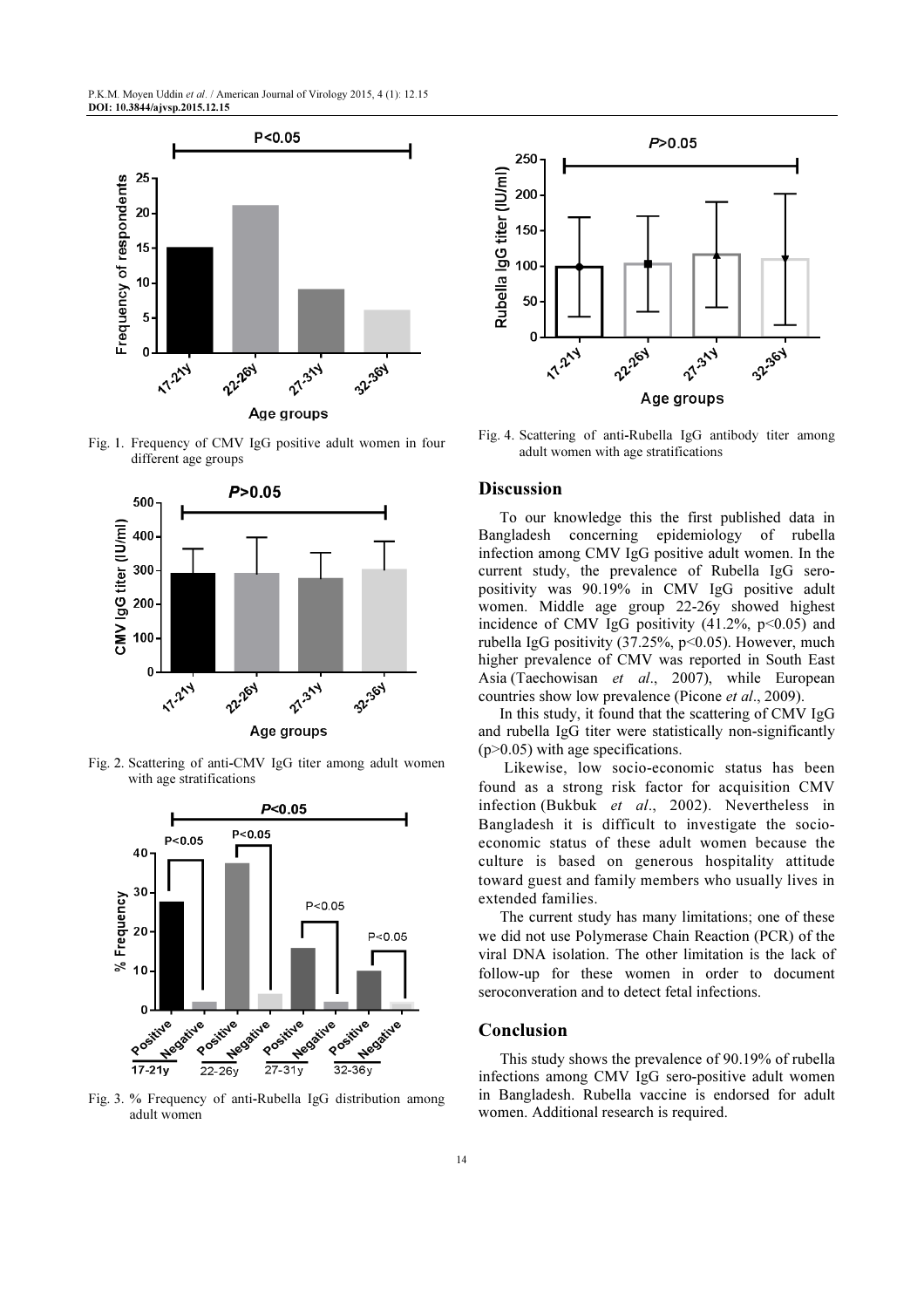Fig. 1. Frequency of CMV IgG positive adult women in four different age groups

Fig. 2. Scattering of anti-CMV IgG titer among adult women with age stratifications

Fig. 3. % Frequency of anti-Rubella IgG distribution among adult women

Fig. 4. Scattering of anti-Rubella IgG antibody titer among adult women with age stratifications

## Discussion

To our knowledge this the first published data in Bangladesh concerning epidemiology of rubella infection among CMV IgG positive adult women. In the current study, the prevalence of Rubella IgG sero-positivity was 90.19% in CMV IgG positive adult women. Middle age group 22-26y showed highest incidence of CMV IgG positivity (41.2%, $p<0.05$) and rubella IgG positivity (37.25%, $p<0.05$). However, much higher prevalence of CMV was reported in South East Asia (Taechowisan *et al*., 2007), while European countries show low prevalence (Picone *et al*., 2009).

In this study, it found that the scattering of CMV IgG and rubella IgG titer were statistically non-significantly ($p>0.05$) with age specifications.

Likewise, low socio-economic status has been found as a strong risk factor for acquisition CMV infection (Bukbuk *et al*., 2002). Nevertheless in Bangladesh it is difficult to investigate the socio-economic status of these adult women because the culture is based on generous hospitality attitude toward guest and family members who usually lives in extended families.

The current study has many limitations; one of these we did not use Polymerase Chain Reaction (PCR) of the viral DNA isolation. The other limitation is the lack of follow-up for these women in order to document seroconveration and to detect fetal infections.

## Conclusion

This study shows the prevalence of 90.19% of rubella infections among CMV IgG sero-positive adult women in Bangladesh. Rubella vaccine is endorsed for adult women. Additional research is required.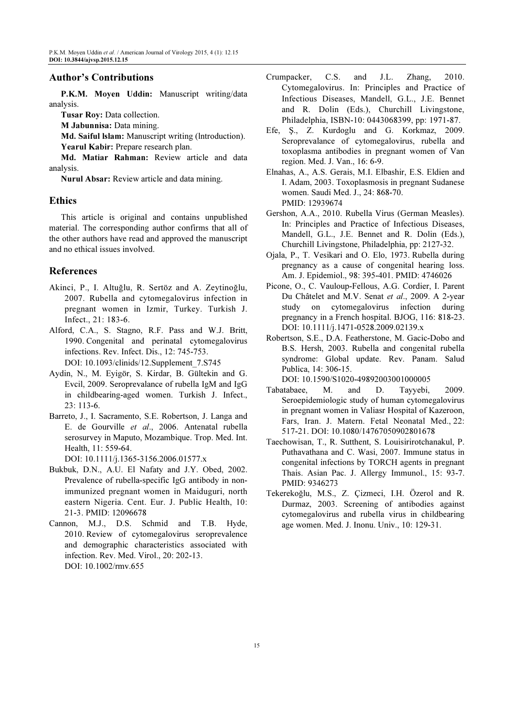## Author's Contributions

**P.K.M. Moyen Uddin:** Manuscript writing/data analysis.

**Tusar Roy:** Data collection.

**M Jabunnisa:** Data mining.

**Md. Saiful lslam:** Manuscript writing (lntroduction).

**Yearul Kabir:** Prepare research plan.

**Md. Matiar Rahman:** Review article and data analysis.

**Nurul Absar:** Review article and data mining.

## Ethics

This article is original and contains unpublished material. The corresponding author confirms that all of the other authors have read and approved the manuscript and no ethical issues involved.

## References

Akinci, P., I. Altuğlu, R. Sertöz and A. Zeytinoğlu, 2007. Rubella and cytomegalovirus infection in pregnant women in Izmir, Turkey. Turkish J. Infect., 21: 183-6.

Alford, C.A., S. Stagno, R.F. Pass and W.J. Britt, 1990. Congenital and perinatal cytomegalovirus infections. Rev. Infect. Dis., 12: 745-753. DOI: 10.1093/clinids/12.Supplement_7.S745

Aydin, N., M. Eyigör, S. Kirdar, B. Gültekin and G. Evcil, 2009. Seroprevalance of rubella IgM and IgG in childbearing-aged women. Turkish J. Infect., 23: 113-6.

Barreto, J., I. Sacramento, S.E. Robertson, J. Langa and E. de Gourville *et al*., 2006. Antenatal rubella serosurvey in Maputo, Mozambique. Trop. Med. Int. Health, 11: 559-64. DOI: 10.1111/j.1365-3156.2006.01577.x

Bukbuk, D.N., A.U. El Nafaty and J.Y. Obed, 2002. Prevalence of rubella-specific IgG antibody in non-immunized pregnant women in Maiduguri, north eastern Nigeria. Cent. Eur. J. Public Health, 10: 21-3. PMID: 12096678

Cannon, M.J., D.S. Schmid and T.B. Hyde, 2010. Review of cytomegalovirus seroprevalence and demographic characteristics associated with infection. Rev. Med. Virol., 20: 202-13. DOI: 10.1002/rmv.655

Crumpacker, C.S. and J.L. Zhang, 2010. Cytomegalovirus. In: Principles and Practice of Infectious Diseases, Mandell, G.L., J.E. Bennet and R. Dolin (Eds.), Churchill Livingstone, Philadelphia, ISBN-10: 0443068399, pp: 1971-87.

Efe, Ş., Z. Kurdoglu and G. Korkmaz, 2009. Seroprevalance of cytomegalovirus, rubella and toxoplasma antibodies in pregnant women of Van region. Med. J. Van., 16: 6-9.

Elnahas, A., A.S. Gerais, M.I. Elbashir, E.S. Eldien and I. Adam, 2003. Toxoplasmosis in pregnant Sudanese women. Saudi Med. J., 24: 868-70. PMID: 12939674

Gershon, A.A., 2010. Rubella Virus (German Measles). In: Principles and Practice of Infectious Diseases, Mandell, G.L., J.E. Bennet and R. Dolin (Eds.), Churchill Livingstone, Philadelphia, pp: 2127-32.

Ojala, P., T. Vesikari and O. Elo, 1973. Rubella during pregnancy as a cause of congenital hearing loss. Am. J. Epidemiol., 98: 395-401. PMID: 4746026

Picone, O., C. Vauloup-Fellous, A.G. Cordier, I. Parent Du Châtelet and M.V. Senat *et al*., 2009. A 2-year study on cytomegalovirus infection during pregnancy in a French hospital. BJOG, 116: 818-23. DOI: 10.1111/j.1471-0528.2009.02139.x

Robertson, S.E., D.A. Featherstone, M. Gacic-Dobo and B.S. Hersh, 2003. Rubella and congenital rubella syndrome: Global update. Rev. Panam. Salud Publica, 14: 306-15. DOI: 10.1590/S1020-49892003001000005

Tabatabaee, M. and D. Tayyebi, 2009. Seroepidemiologic study of human cytomegalovirus in pregnant women in Valiasr Hospital of Kazeroon, Fars, Iran. J. Matern. Fetal Neonatal Med., 22: 517-21. DOI: 10.1080/14767050902801678

Taechowisan, T., R. Sutthent, S. Louisirirotchanakul, P. Puthavathana and C. Wasi, 2007. Immune status in congenital infections by TORCH agents in pregnant Thais. Asian Pac. J. Allergy Immunol., 15: 93-7. PMID: 9346273

Tekerekoğlu, M.S., Z. Çizmeci, I.H. Özerol and R. Durmaz, 2003. Screening of antibodies against cytomegalovirus and rubella virus in childbearing age women. Med. J. Inonu. Univ., 10: 129-31.